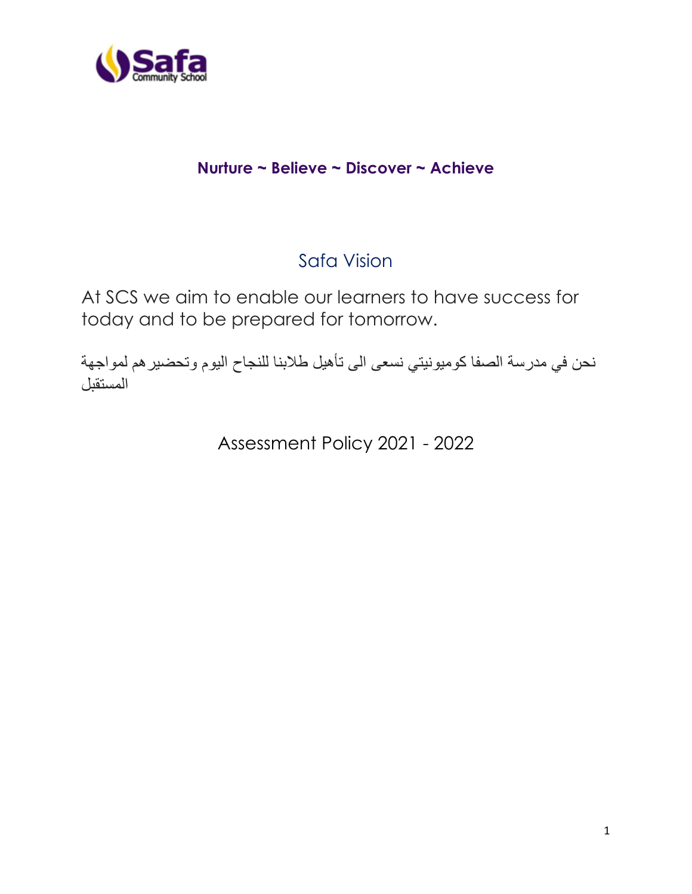**Nurture ~ Believe ~ Discover ~ Achieve**

## Safa Vision

At SCS we aim to enable our learners to have success for today and to be prepared for tomorrow.

نحن في مدرسة الصفا كوميونيتي نسعى الى تأهيل طلابنا للنجاح اليوم وتحضيرهم لمواجهة المستقبل

# Assessment Policy 2021 - 2022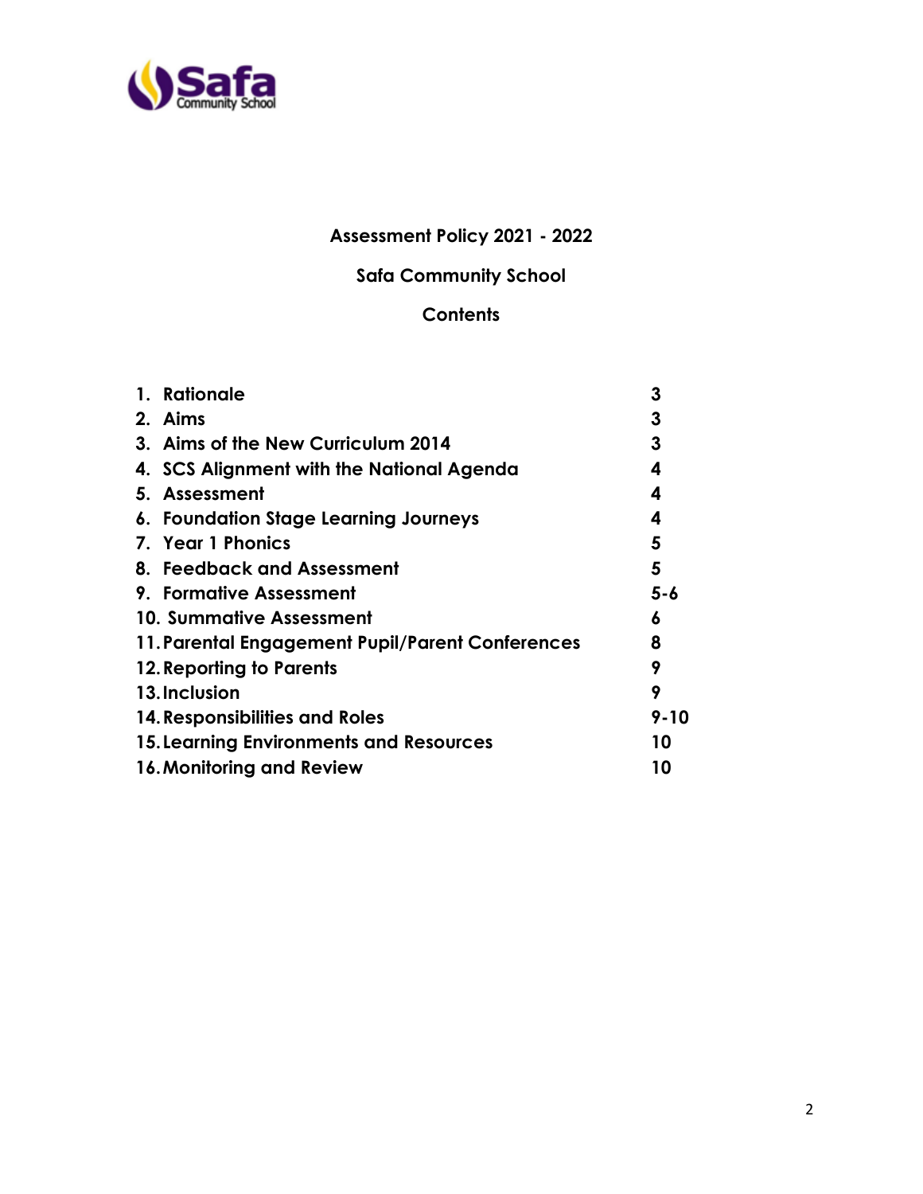# Assessment Policy 2021 - 2022

## Safa Community School

## Contents

| | |
|---|---|
| 1. Rationale | 3 |
| 2. Aims | 3 |
| 3. Aims of the New Curriculum 2014 | 3 |
| 4. SCS Alignment with the National Agenda | 4 |
| 5. Assessment | 4 |
| 6. Foundation Stage Learning Journeys | 4 |
| 7. Year 1 Phonics | 5 |
| 8. Feedback and Assessment | 5 |
| 9. Formative Assessment | 5-6 |
| 10. Summative Assessment | 6 |
| 11. Parental Engagement Pupil/Parent Conferences | 8 |
| 12. Reporting to Parents | 9 |
| 13. Inclusion | 9 |
| 14. Responsibilities and Roles | 9-10 |
| 15. Learning Environments and Resources | 10 |
| 16. Monitoring and Review | 10 |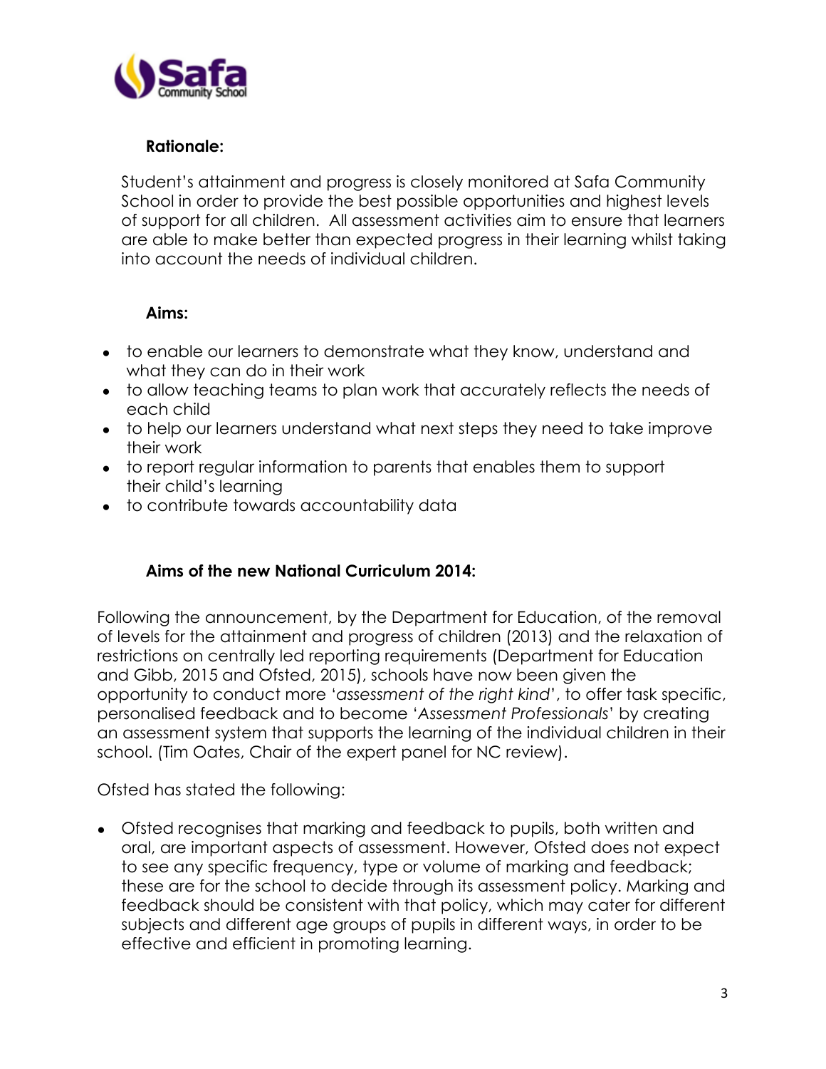**Rationale:**

Student's attainment and progress is closely monitored at Safa Community School in order to provide the best possible opportunities and highest levels of support for all children. All assessment activities aim to ensure that learners are able to make better than expected progress in their learning whilst taking into account the needs of individual children.

**Aims:**

- to enable our learners to demonstrate what they know, understand and what they can do in their work
- to allow teaching teams to plan work that accurately reflects the needs of each child
- to help our learners understand what next steps they need to take improve their work
- to report regular information to parents that enables them to support their child's learning
- to contribute towards accountability data

**Aims of the new National Curriculum 2014:**

Following the announcement, by the Department for Education, of the removal of levels for the attainment and progress of children (2013) and the relaxation of restrictions on centrally led reporting requirements (Department for Education and Gibb, 2015 and Ofsted, 2015), schools have now been given the opportunity to conduct more '*assessment of the right kind*', to offer task specific, personalised feedback and to become '*Assessment Professionals*' by creating an assessment system that supports the learning of the individual children in their school. (Tim Oates, Chair of the expert panel for NC review).

Ofsted has stated the following:

- Ofsted recognises that marking and feedback to pupils, both written and oral, are important aspects of assessment. However, Ofsted does not expect to see any specific frequency, type or volume of marking and feedback; these are for the school to decide through its assessment policy. Marking and feedback should be consistent with that policy, which may cater for different subjects and different age groups of pupils in different ways, in order to be effective and efficient in promoting learning.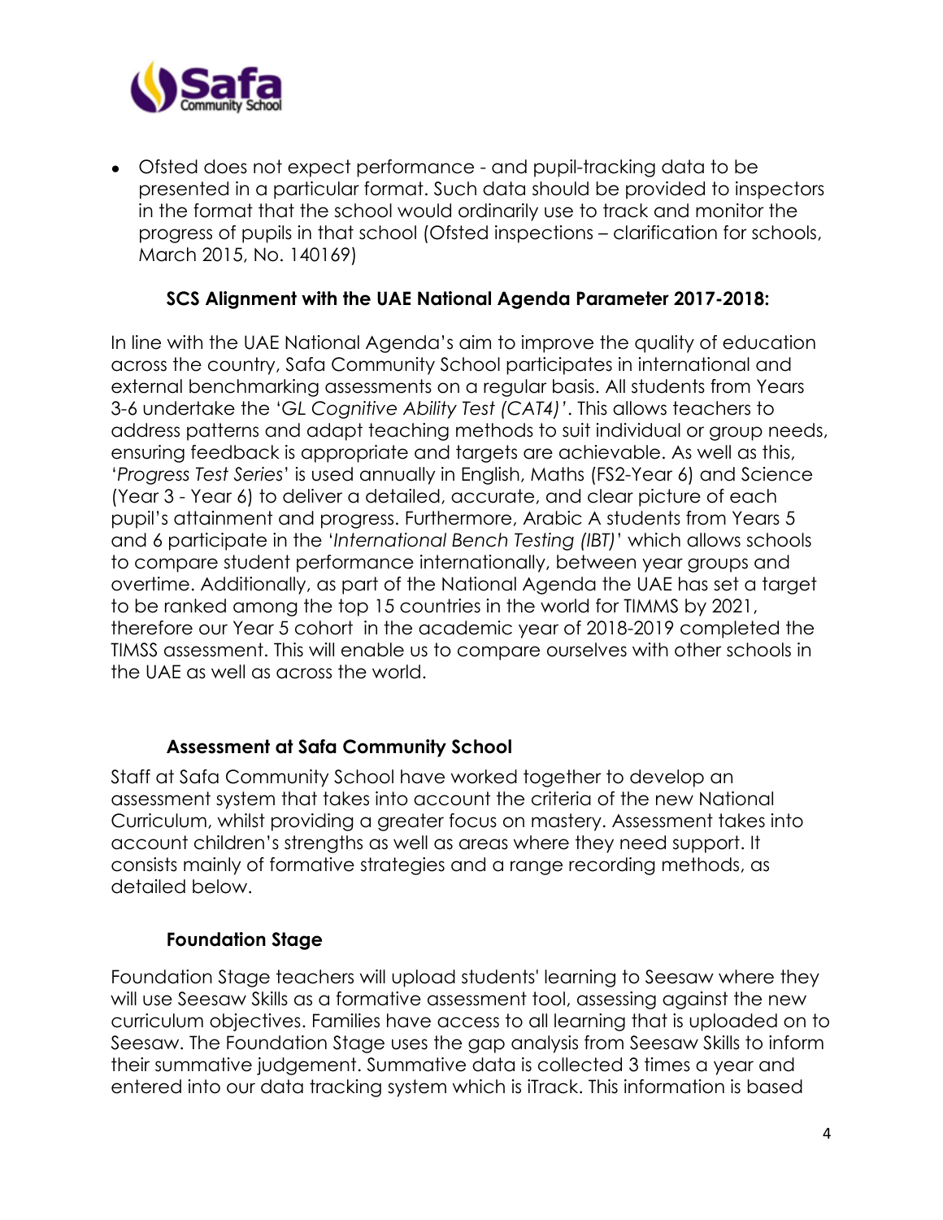- Ofsted does not expect performance - and pupil-tracking data to be presented in a particular format. Such data should be provided to inspectors in the format that the school would ordinarily use to track and monitor the progress of pupils in that school (Ofsted inspections – clarification for schools, March 2015, No. 140169)

### SCS Alignment with the UAE National Agenda Parameter 2017-2018:

In line with the UAE National Agenda's aim to improve the quality of education across the country, Safa Community School participates in international and external benchmarking assessments on a regular basis. All students from Years 3-6 undertake the '*GL Cognitive Ability Test (CAT4)*'. This allows teachers to address patterns and adapt teaching methods to suit individual or group needs, ensuring feedback is appropriate and targets are achievable. As well as this, '*Progress Test Series*' is used annually in English, Maths (FS2-Year 6) and Science (Year 3 - Year 6) to deliver a detailed, accurate, and clear picture of each pupil's attainment and progress. Furthermore, Arabic A students from Years 5 and 6 participate in the '*International Bench Testing (IBT)*' which allows schools to compare student performance internationally, between year groups and overtime. Additionally, as part of the National Agenda the UAE has set a target to be ranked among the top 15 countries in the world for TIMMS by 2021, therefore our Year 5 cohort in the academic year of 2018-2019 completed the TIMSS assessment. This will enable us to compare ourselves with other schools in the UAE as well as across the world.

### Assessment at Safa Community School

Staff at Safa Community School have worked together to develop an assessment system that takes into account the criteria of the new National Curriculum, whilst providing a greater focus on mastery. Assessment takes into account children's strengths as well as areas where they need support. It consists mainly of formative strategies and a range recording methods, as detailed below.

### Foundation Stage

Foundation Stage teachers will upload students' learning to Seesaw where they will use Seesaw Skills as a formative assessment tool, assessing against the new curriculum objectives. Families have access to all learning that is uploaded on to Seesaw. The Foundation Stage uses the gap analysis from Seesaw Skills to inform their summative judgement. Summative data is collected 3 times a year and entered into our data tracking system which is iTrack. This information is based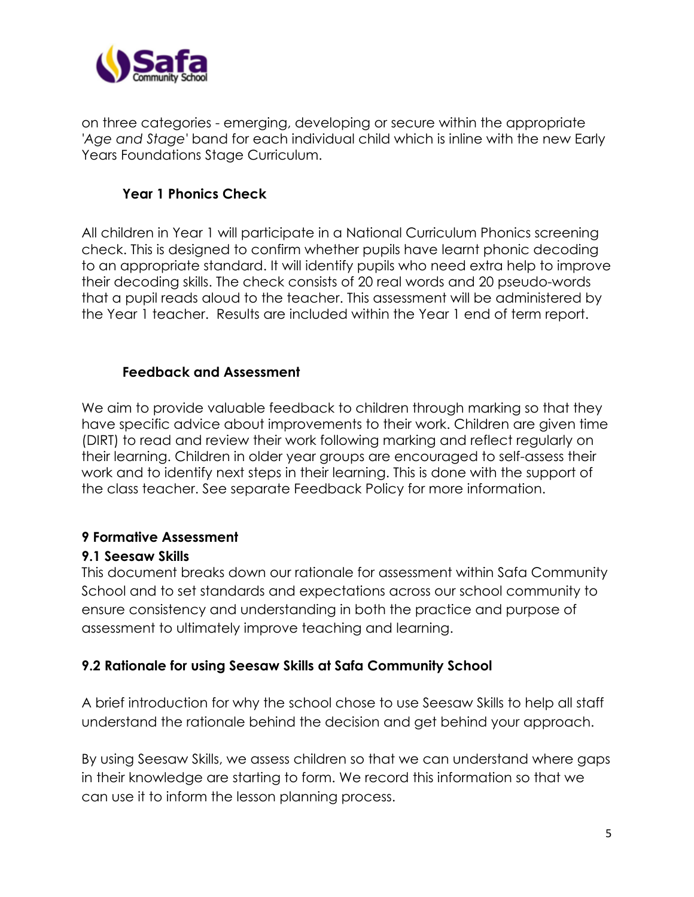on three categories - emerging, developing or secure within the appropriate '*Age and Stage*' band for each individual child which is inline with the new Early Years Foundations Stage Curriculum.

### Year 1 Phonics Check

All children in Year 1 will participate in a National Curriculum Phonics screening check. This is designed to confirm whether pupils have learnt phonic decoding to an appropriate standard. It will identify pupils who need extra help to improve their decoding skills. The check consists of 20 real words and 20 pseudo-words that a pupil reads aloud to the teacher. This assessment will be administered by the Year 1 teacher. Results are included within the Year 1 end of term report.

### Feedback and Assessment

We aim to provide valuable feedback to children through marking so that they have specific advice about improvements to their work. Children are given time (DIRT) to read and review their work following marking and reflect regularly on their learning. Children in older year groups are encouraged to self-assess their work and to identify next steps in their learning. This is done with the support of the class teacher. See separate Feedback Policy for more information.

## 9 Formative Assessment

### 9.1 Seesaw Skills

This document breaks down our rationale for assessment within Safa Community School and to set standards and expectations across our school community to ensure consistency and understanding in both the practice and purpose of assessment to ultimately improve teaching and learning.

### 9.2 Rationale for using Seesaw Skills at Safa Community School

A brief introduction for why the school chose to use Seesaw Skills to help all staff understand the rationale behind the decision and get behind your approach.

By using Seesaw Skills, we assess children so that we can understand where gaps in their knowledge are starting to form. We record this information so that we can use it to inform the lesson planning process.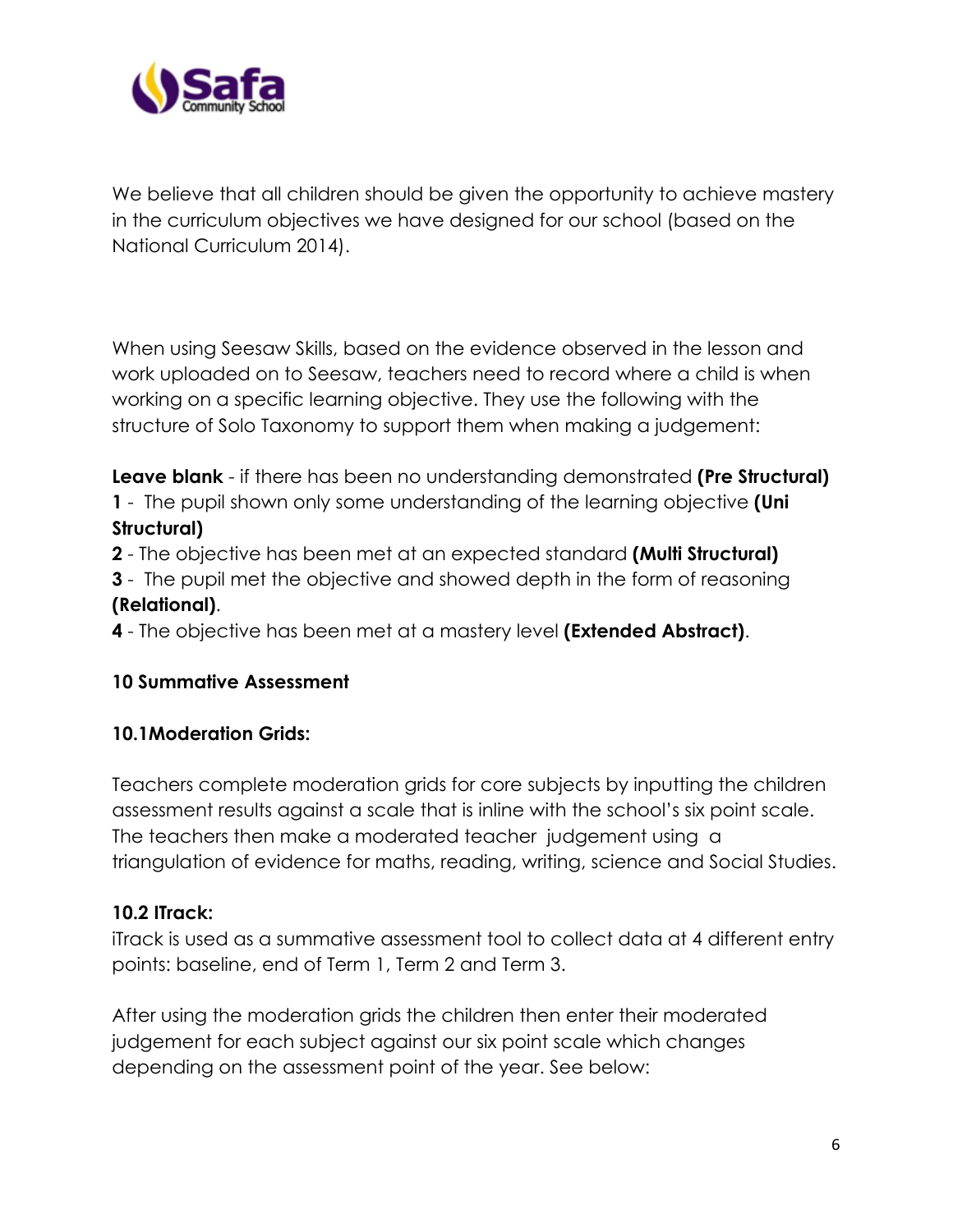We believe that all children should be given the opportunity to achieve mastery in the curriculum objectives we have designed for our school (based on the National Curriculum 2014).

When using Seesaw Skills, based on the evidence observed in the lesson and work uploaded on to Seesaw, teachers need to record where a child is when working on a specific learning objective. They use the following with the structure of Solo Taxonomy to support them when making a judgement:

**Leave blank** - if there has been no understanding demonstrated **(Pre Structural)**
**1** - The pupil shown only some understanding of the learning objective **(Uni Structural)**
**2** - The objective has been met at an expected standard **(Multi Structural)**
**3** - The pupil met the objective and showed depth in the form of reasoning **(Relational)**.
**4** - The objective has been met at a mastery level **(Extended Abstract)**.

## 10 Summative Assessment

### 10.1Moderation Grids:

Teachers complete moderation grids for core subjects by inputting the children assessment results against a scale that is inline with the school's six point scale. The teachers then make a moderated teacher judgement using a triangulation of evidence for maths, reading, writing, science and Social Studies.

### 10.2 ITrack:

iTrack is used as a summative assessment tool to collect data at 4 different entry points: baseline, end of Term 1, Term 2 and Term 3.

After using the moderation grids the children then enter their moderated judgement for each subject against our six point scale which changes depending on the assessment point of the year. See below: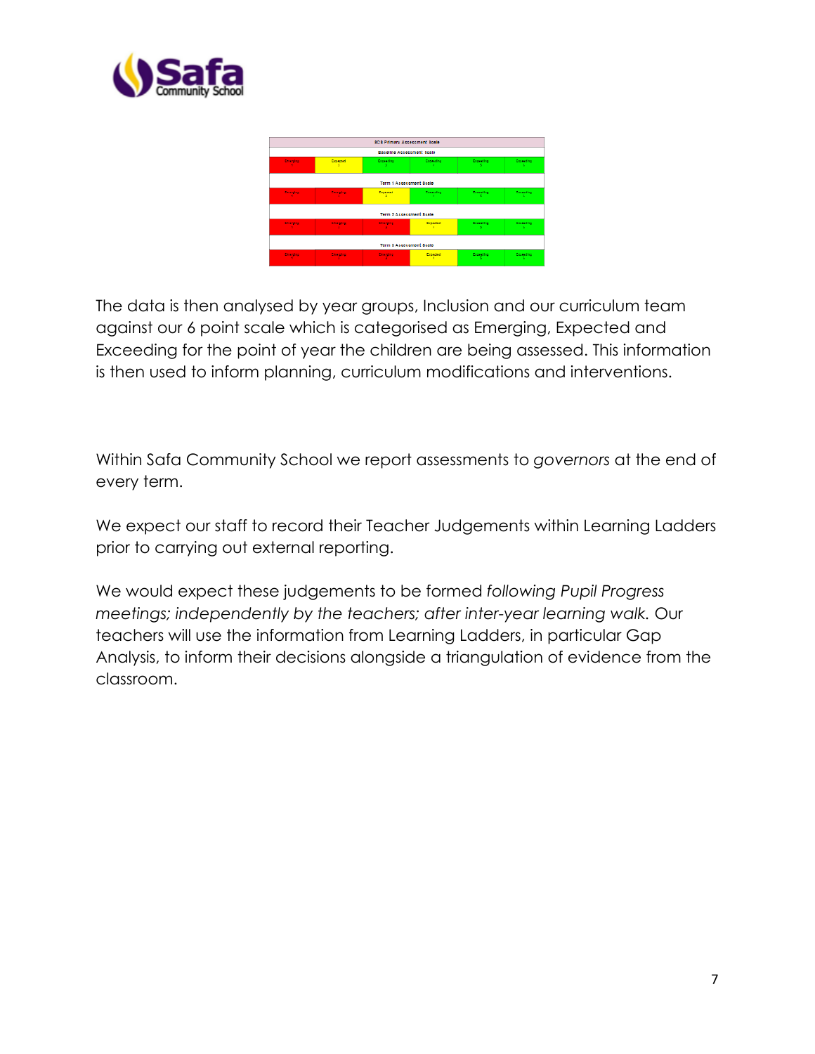| SCS Primary Assessment Scale | | | | | |
|---|---|---|---|---|---|
| **Baseline Assessment Scale** | | | | | |
| Emerging 1 | Expected 2 | Exceeding 3 | Exceeding 4 | Exceeding 5 | Exceeding 6 |
| **Term 1 Assessment Scale** | | | | | |
| Emerging 1 | Emerging 2 | Expected 3 | Exceeding 4 | Exceeding 5 | Exceeding 6 |
| **Term 2 Assessment Scale** | | | | | |
| Emerging 1 | Emerging 2 | Emerging 3 | Expected 4 | Exceeding 5 | Exceeding 6 |
| **Term 3 Assessment Scale** | | | | | |
| Emerging 1 | Emerging 2 | Emerging 3 | Expected 4 | Exceeding 5 | Exceeding 6 |

The data is then analysed by year groups, Inclusion and our curriculum team against our 6 point scale which is categorised as Emerging, Expected and Exceeding for the point of year the children are being assessed. This information is then used to inform planning, curriculum modifications and interventions.

Within Safa Community School we report assessments to *governors* at the end of every term.

We expect our staff to record their Teacher Judgements within Learning Ladders prior to carrying out external reporting.

We would expect these judgements to be formed *following Pupil Progress meetings; independently by the teachers; after inter-year learning walk.* Our teachers will use the information from Learning Ladders, in particular Gap Analysis, to inform their decisions alongside a triangulation of evidence from the classroom.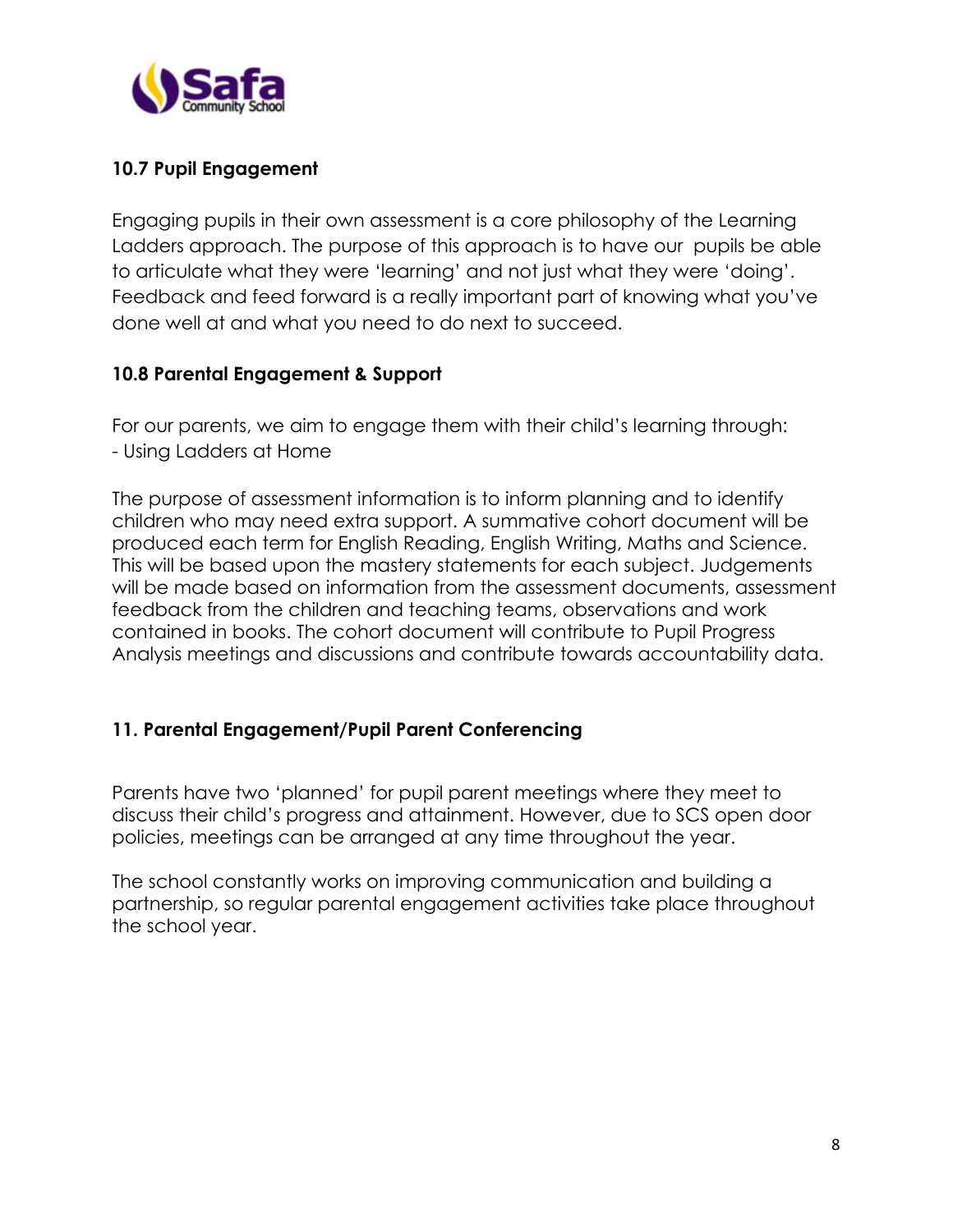### 10.7 Pupil Engagement

Engaging pupils in their own assessment is a core philosophy of the Learning Ladders approach. The purpose of this approach is to have our pupils be able to articulate what they were 'learning' and not just what they were 'doing'. Feedback and feed forward is a really important part of knowing what you've done well at and what you need to do next to succeed.

### 10.8 Parental Engagement & Support

For our parents, we aim to engage them with their child's learning through:
- Using Ladders at Home

The purpose of assessment information is to inform planning and to identify children who may need extra support. A summative cohort document will be produced each term for English Reading, English Writing, Maths and Science. This will be based upon the mastery statements for each subject. Judgements will be made based on information from the assessment documents, assessment feedback from the children and teaching teams, observations and work contained in books. The cohort document will contribute to Pupil Progress Analysis meetings and discussions and contribute towards accountability data.

## 11. Parental Engagement/Pupil Parent Conferencing

Parents have two 'planned' for pupil parent meetings where they meet to discuss their child's progress and attainment. However, due to SCS open door policies, meetings can be arranged at any time throughout the year.

The school constantly works on improving communication and building a partnership, so regular parental engagement activities take place throughout the school year.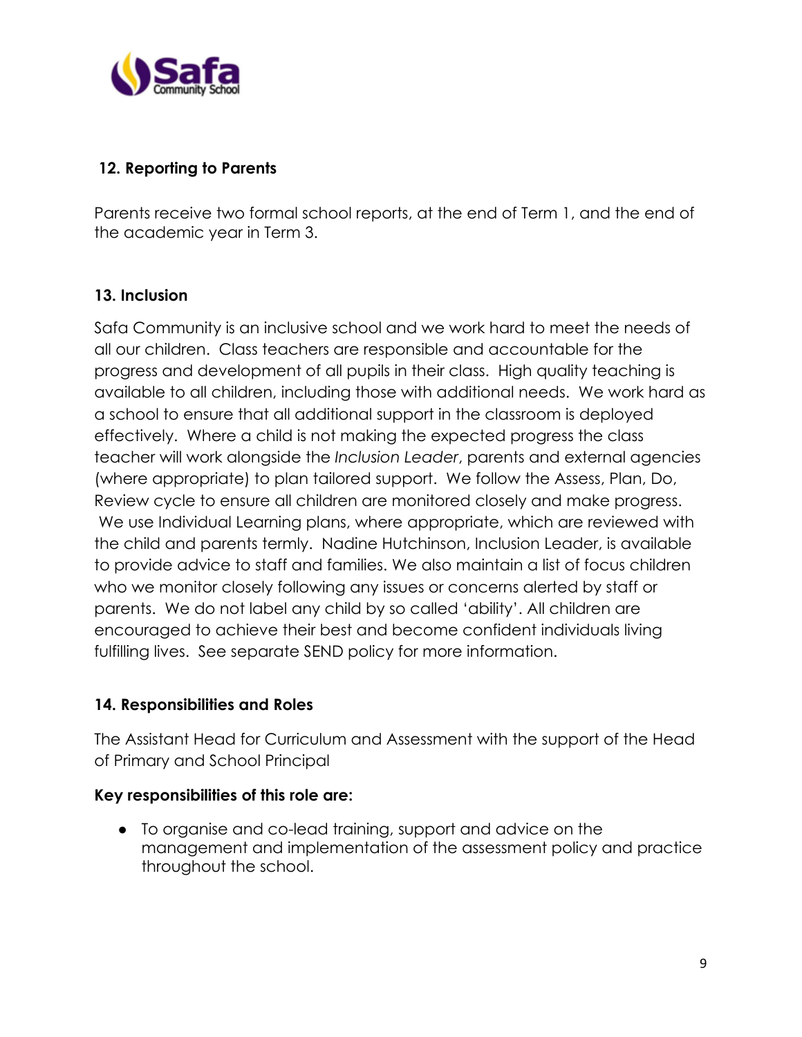## 12. Reporting to Parents

Parents receive two formal school reports, at the end of Term 1, and the end of the academic year in Term 3.

## 13. Inclusion

Safa Community is an inclusive school and we work hard to meet the needs of all our children. Class teachers are responsible and accountable for the progress and development of all pupils in their class. High quality teaching is available to all children, including those with additional needs. We work hard as a school to ensure that all additional support in the classroom is deployed effectively. Where a child is not making the expected progress the class teacher will work alongside the *Inclusion Leader*, parents and external agencies (where appropriate) to plan tailored support. We follow the Assess, Plan, Do, Review cycle to ensure all children are monitored closely and make progress. We use Individual Learning plans, where appropriate, which are reviewed with the child and parents termly. Nadine Hutchinson, Inclusion Leader, is available to provide advice to staff and families. We also maintain a list of focus children who we monitor closely following any issues or concerns alerted by staff or parents. We do not label any child by so called 'ability'. All children are encouraged to achieve their best and become confident individuals living fulfilling lives. See separate SEND policy for more information.

## 14. Responsibilities and Roles

The Assistant Head for Curriculum and Assessment with the support of the Head of Primary and School Principal

**Key responsibilities of this role are:**

- To organise and co-lead training, support and advice on the management and implementation of the assessment policy and practice throughout the school.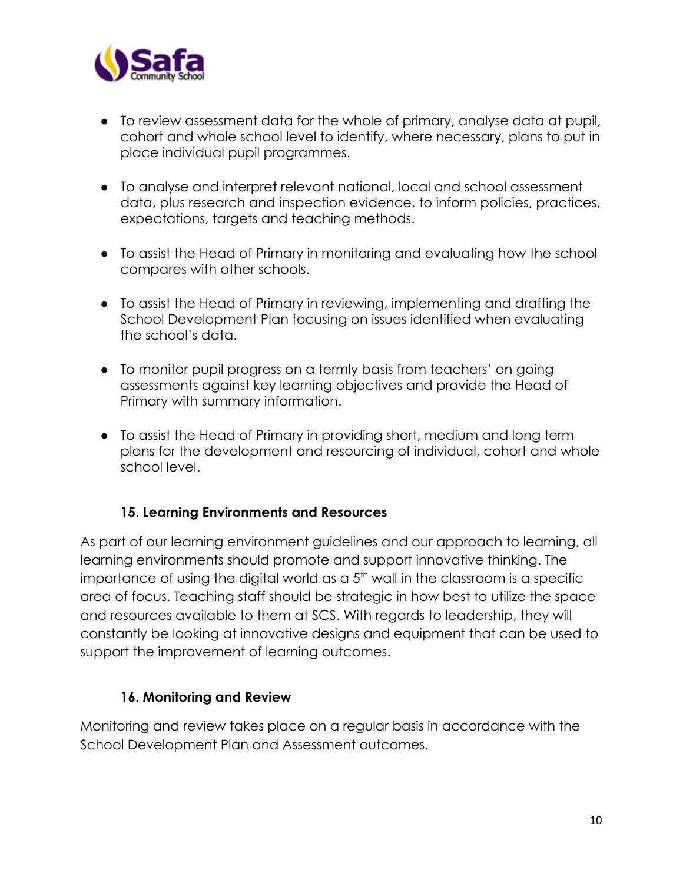- To review assessment data for the whole of primary, analyse data at pupil, cohort and whole school level to identify, where necessary, plans to put in place individual pupil programmes.

- To analyse and interpret relevant national, local and school assessment data, plus research and inspection evidence, to inform policies, practices, expectations, targets and teaching methods.

- To assist the Head of Primary in monitoring and evaluating how the school compares with other schools.

- To assist the Head of Primary in reviewing, implementing and drafting the School Development Plan focusing on issues identified when evaluating the school's data.

- To monitor pupil progress on a termly basis from teachers' on going assessments against key learning objectives and provide the Head of Primary with summary information.

- To assist the Head of Primary in providing short, medium and long term plans for the development and resourcing of individual, cohort and whole school level.

### 15. Learning Environments and Resources

As part of our learning environment guidelines and our approach to learning, all learning environments should promote and support innovative thinking. The importance of using the digital world as a 5th wall in the classroom is a specific area of focus. Teaching staff should be strategic in how best to utilize the space and resources available to them at SCS. With regards to leadership, they will constantly be looking at innovative designs and equipment that can be used to support the improvement of learning outcomes.

### 16. Monitoring and Review

Monitoring and review takes place on a regular basis in accordance with the School Development Plan and Assessment outcomes.